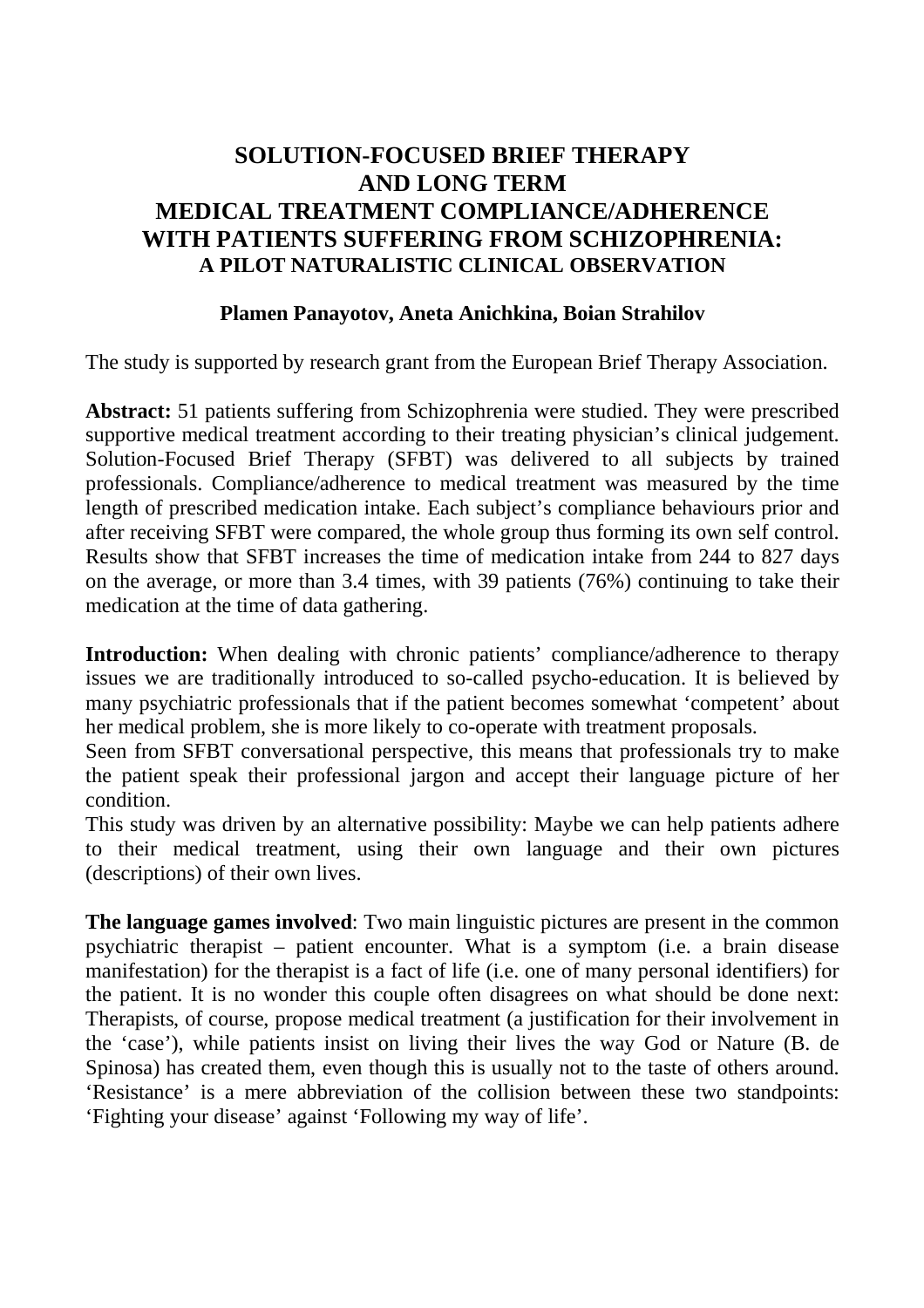# SOLUTION-FOCUSED BRIEF THERAPY AND LONG TERM MEDICAL TREATMENT COMPLIANCE/ADHERENCE WITH PATIENTS SUFFERING FROM SCHIZOPHRENIA:
## A PILOT NATURALISTIC CLINICAL OBSERVATION

**Plamen Panayotov, Aneta Anichkina, Boian Strahilov**

The study is supported by research grant from the European Brief Therapy Association.

**Abstract:** 51 patients suffering from Schizophrenia were studied. They were prescribed supportive medical treatment according to their treating physician's clinical judgement. Solution-Focused Brief Therapy (SFBT) was delivered to all subjects by trained professionals. Compliance/adherence to medical treatment was measured by the time length of prescribed medication intake. Each subject's compliance behaviours prior and after receiving SFBT were compared, the whole group thus forming its own self control. Results show that SFBT increases the time of medication intake from 244 to 827 days on the average, or more than 3.4 times, with 39 patients (76%) continuing to take their medication at the time of data gathering.

**Introduction:** When dealing with chronic patients' compliance/adherence to therapy issues we are traditionally introduced to so-called psycho-education. It is believed by many psychiatric professionals that if the patient becomes somewhat 'competent' about her medical problem, she is more likely to co-operate with treatment proposals.

Seen from SFBT conversational perspective, this means that professionals try to make the patient speak their professional jargon and accept their language picture of her condition.

This study was driven by an alternative possibility: Maybe we can help patients adhere to their medical treatment, using their own language and their own pictures (descriptions) of their own lives.

**The language games involved**: Two main linguistic pictures are present in the common psychiatric therapist – patient encounter. What is a symptom (i.e. a brain disease manifestation) for the therapist is a fact of life (i.e. one of many personal identifiers) for the patient. It is no wonder this couple often disagrees on what should be done next: Therapists, of course, propose medical treatment (a justification for their involvement in the 'case'), while patients insist on living their lives the way God or Nature (B. de Spinosa) has created them, even though this is usually not to the taste of others around. 'Resistance' is a mere abbreviation of the collision between these two standpoints: 'Fighting your disease' against 'Following my way of life'.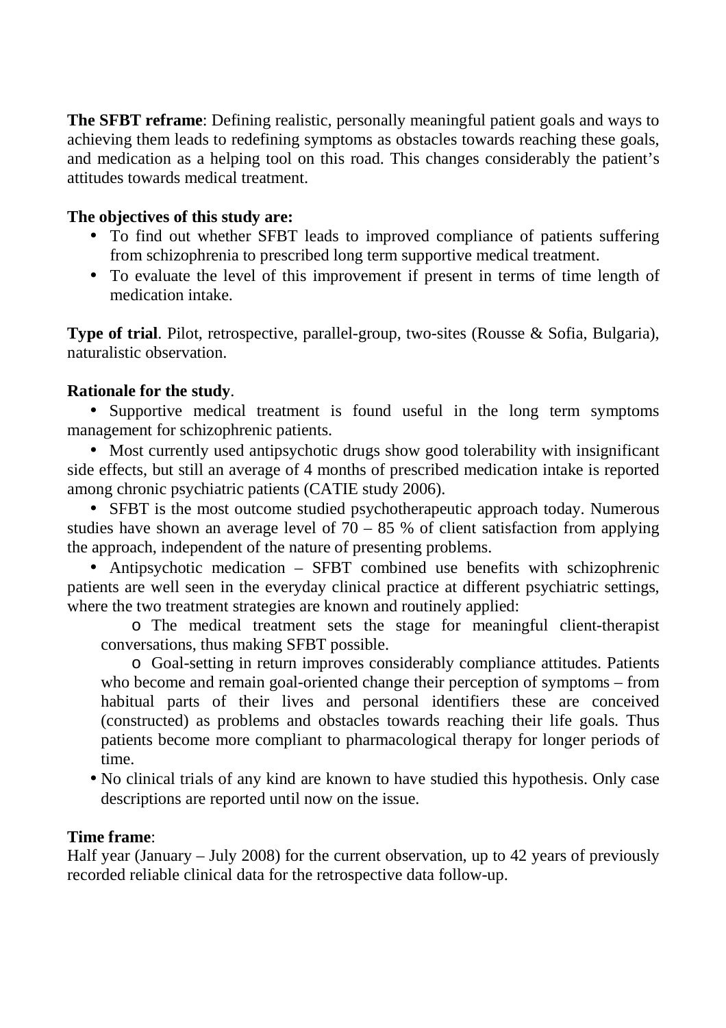**The SFBT reframe**: Defining realistic, personally meaningful patient goals and ways to achieving them leads to redefining symptoms as obstacles towards reaching these goals, and medication as a helping tool on this road. This changes considerably the patient's attitudes towards medical treatment.

**The objectives of this study are:**

- To find out whether SFBT leads to improved compliance of patients suffering from schizophrenia to prescribed long term supportive medical treatment.
- To evaluate the level of this improvement if present in terms of time length of medication intake.

**Type of trial**. Pilot, retrospective, parallel-group, two-sites (Rousse & Sofia, Bulgaria), naturalistic observation.

**Rationale for the study**.

- Supportive medical treatment is found useful in the long term symptoms management for schizophrenic patients.
- Most currently used antipsychotic drugs show good tolerability with insignificant side effects, but still an average of 4 months of prescribed medication intake is reported among chronic psychiatric patients (CATIE study 2006).
- SFBT is the most outcome studied psychotherapeutic approach today. Numerous studies have shown an average level of 70 – 85 % of client satisfaction from applying the approach, independent of the nature of presenting problems.
- Antipsychotic medication – SFBT combined use benefits with schizophrenic patients are well seen in the everyday clinical practice at different psychiatric settings, where the two treatment strategies are known and routinely applied:
    - The medical treatment sets the stage for meaningful client-therapist conversations, thus making SFBT possible.
    - Goal-setting in return improves considerably compliance attitudes. Patients who become and remain goal-oriented change their perception of symptoms – from habitual parts of their lives and personal identifiers these are conceived (constructed) as problems and obstacles towards reaching their life goals. Thus patients become more compliant to pharmacological therapy for longer periods of time.
- No clinical trials of any kind are known to have studied this hypothesis. Only case descriptions are reported until now on the issue.

**Time frame**:
Half year (January – July 2008) for the current observation, up to 42 years of previously recorded reliable clinical data for the retrospective data follow-up.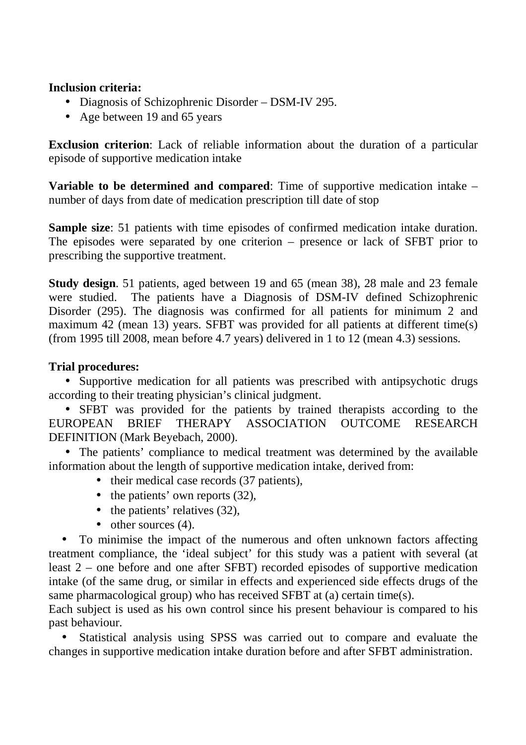**Inclusion criteria:**

- Diagnosis of Schizophrenic Disorder – DSM-IV 295.
- Age between 19 and 65 years

**Exclusion criterion**: Lack of reliable information about the duration of a particular episode of supportive medication intake

**Variable to be determined and compared**: Time of supportive medication intake – number of days from date of medication prescription till date of stop

**Sample size**: 51 patients with time episodes of confirmed medication intake duration. The episodes were separated by one criterion – presence or lack of SFBT prior to prescribing the supportive treatment.

**Study design**. 51 patients, aged between 19 and 65 (mean 38), 28 male and 23 female were studied. The patients have a Diagnosis of DSM-IV defined Schizophrenic Disorder (295). The diagnosis was confirmed for all patients for minimum 2 and maximum 42 (mean 13) years. SFBT was provided for all patients at different time(s) (from 1995 till 2008, mean before 4.7 years) delivered in 1 to 12 (mean 4.3) sessions.

**Trial procedures:**

- Supportive medication for all patients was prescribed with antipsychotic drugs according to their treating physician's clinical judgment.
- SFBT was provided for the patients by trained therapists according to the EUROPEAN BRIEF THERAPY ASSOCIATION OUTCOME RESEARCH DEFINITION (Mark Beyebach, 2000).
- The patients' compliance to medical treatment was determined by the available information about the length of supportive medication intake, derived from:
    - their medical case records (37 patients),
    - the patients' own reports (32),
    - the patients' relatives (32),
    - other sources (4).
- To minimise the impact of the numerous and often unknown factors affecting treatment compliance, the 'ideal subject' for this study was a patient with several (at least 2 – one before and one after SFBT) recorded episodes of supportive medication intake (of the same drug, or similar in effects and experienced side effects drugs of the same pharmacological group) who has received SFBT at (a) certain time(s).

Each subject is used as his own control since his present behaviour is compared to his past behaviour.

- Statistical analysis using SPSS was carried out to compare and evaluate the changes in supportive medication intake duration before and after SFBT administration.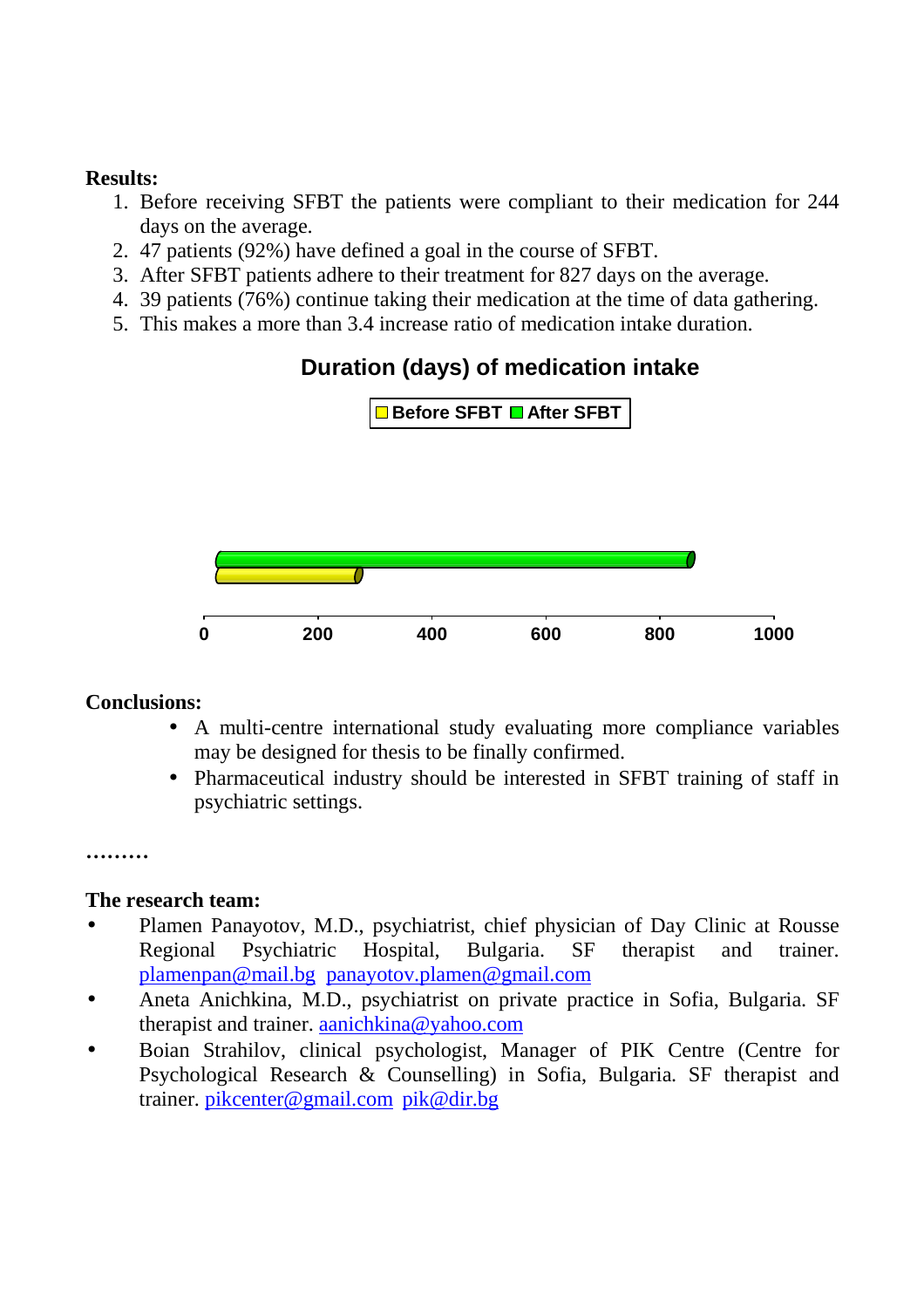**Results:**

1. Before receiving SFBT the patients were compliant to their medication for 244 days on the average.
2. 47 patients (92%) have defined a goal in the course of SFBT.
3. After SFBT patients adhere to their treatment for 827 days on the average.
4. 39 patients (76%) continue taking their medication at the time of data gathering.
5. This makes a more than 3.4 increase ratio of medication intake duration.

**Duration (days) of medication intake**

Before SFBT After SFBT

0 200 400 600 800 1000

**Conclusions:**

- A multi-centre international study evaluating more compliance variables may be designed for thesis to be finally confirmed.
- Pharmaceutical industry should be interested in SFBT training of staff in psychiatric settings.

………

**The research team:**

- Plamen Panayotov, M.D., psychiatrist, chief physician of Day Clinic at Rousse Regional Psychiatric Hospital, Bulgaria. SF therapist and trainer. plamenpan@mail.bg panayotov.plamen@gmail.com
- Aneta Anichkina, M.D., psychiatrist on private practice in Sofia, Bulgaria. SF therapist and trainer. aanichkina@yahoo.com
- Boian Strahilov, clinical psychologist, Manager of PIK Centre (Centre for Psychological Research & Counselling) in Sofia, Bulgaria. SF therapist and trainer. pikcenter@gmail.com pik@dir.bg